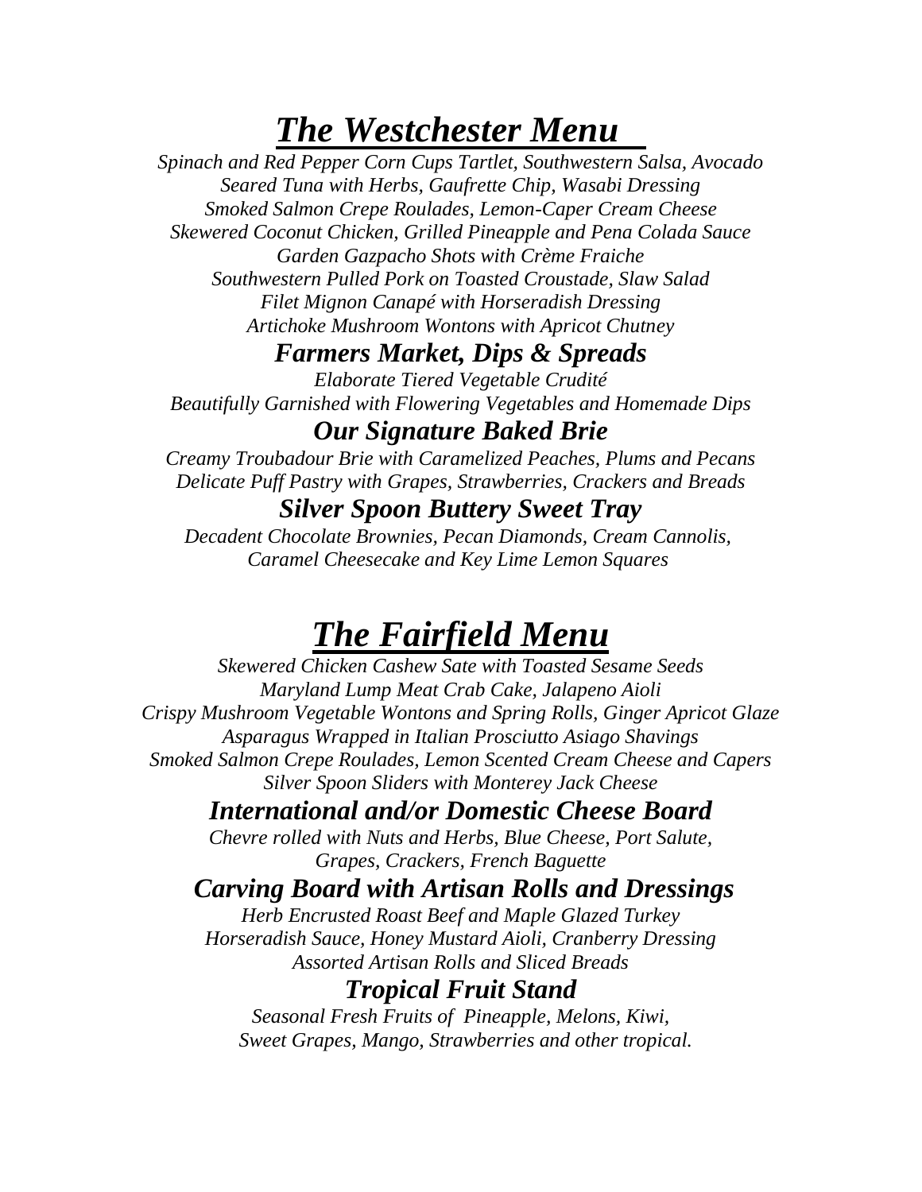# *The Westchester Menu*

*Spinach and Red Pepper Corn Cups Tartlet, Southwestern Salsa, Avocado*
*Seared Tuna with Herbs, Gaufrette Chip, Wasabi Dressing*
*Smoked Salmon Crepe Roulades, Lemon-Caper Cream Cheese*
*Skewered Coconut Chicken, Grilled Pineapple and Pena Colada Sauce*
*Garden Gazpacho Shots with Crème Fraiche*
*Southwestern Pulled Pork on Toasted Croustade, Slaw Salad*
*Filet Mignon Canapé with Horseradish Dressing*
*Artichoke Mushroom Wontons with Apricot Chutney*

### *Farmers Market, Dips & Spreads*

*Elaborate Tiered Vegetable Crudité*
*Beautifully Garnished with Flowering Vegetables and Homemade Dips*

### *Our Signature Baked Brie*

*Creamy Troubadour Brie with Caramelized Peaches, Plums and Pecans*
*Delicate Puff Pastry with Grapes, Strawberries, Crackers and Breads*

### *Silver Spoon Buttery Sweet Tray*

*Decadent Chocolate Brownies, Pecan Diamonds, Cream Cannolis,*
*Caramel Cheesecake and Key Lime Lemon Squares*

# *The Fairfield Menu*

*Skewered Chicken Cashew Sate with Toasted Sesame Seeds*
*Maryland Lump Meat Crab Cake, Jalapeno Aioli*
*Crispy Mushroom Vegetable Wontons and Spring Rolls, Ginger Apricot Glaze*
*Asparagus Wrapped in Italian Prosciutto Asiago Shavings*
*Smoked Salmon Crepe Roulades, Lemon Scented Cream Cheese and Capers*
*Silver Spoon Sliders with Monterey Jack Cheese*

### *International and/or Domestic Cheese Board*

*Chevre rolled with Nuts and Herbs, Blue Cheese, Port Salute,*
*Grapes, Crackers, French Baguette*

### *Carving Board with Artisan Rolls and Dressings*

*Herb Encrusted Roast Beef and Maple Glazed Turkey*
*Horseradish Sauce, Honey Mustard Aioli, Cranberry Dressing*
*Assorted Artisan Rolls and Sliced Breads*

### *Tropical Fruit Stand*

*Seasonal Fresh Fruits of Pineapple, Melons, Kiwi,*
*Sweet Grapes, Mango, Strawberries and other tropical.*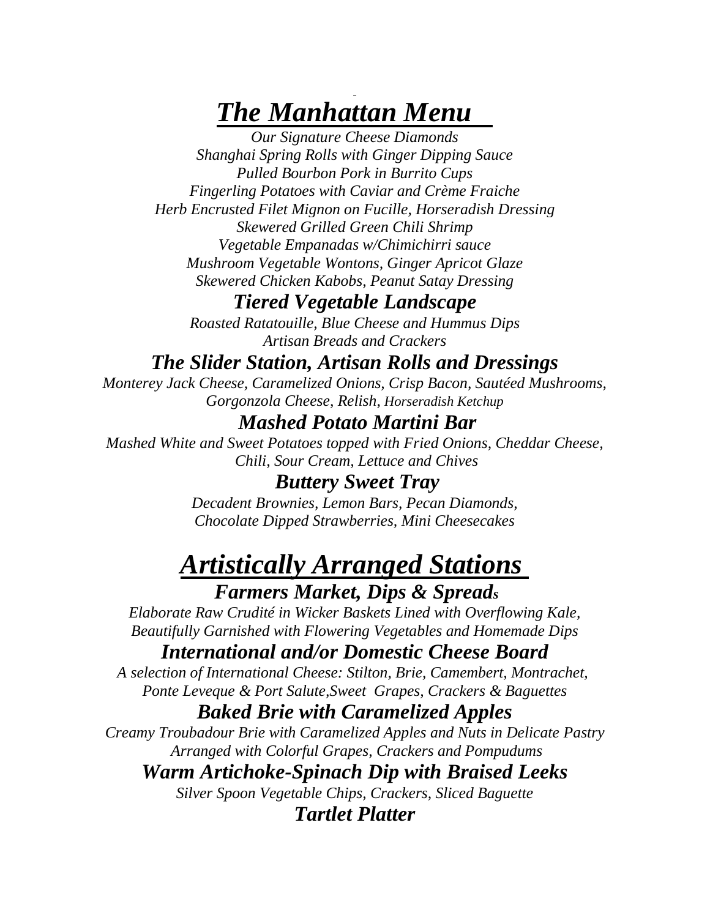# ***The Manhattan Menu***

*Our Signature Cheese Diamonds*
*Shanghai Spring Rolls with Ginger Dipping Sauce*
*Pulled Bourbon Pork in Burrito Cups*
*Fingerling Potatoes with Caviar and Crème Fraiche*
*Herb Encrusted Filet Mignon on Fucille, Horseradish Dressing*
*Skewered Grilled Green Chili Shrimp*
*Vegetable Empanadas w/Chimichirri sauce*
*Mushroom Vegetable Wontons, Ginger Apricot Glaze*
*Skewered Chicken Kabobs, Peanut Satay Dressing*

### ***Tiered Vegetable Landscape***

*Roasted Ratatouille, Blue Cheese and Hummus Dips*
*Artisan Breads and Crackers*

### ***The Slider Station, Artisan Rolls and Dressings***

*Monterey Jack Cheese, Caramelized Onions, Crisp Bacon, Sautéed Mushrooms, Gorgonzola Cheese, Relish, Horseradish Ketchup*

### ***Mashed Potato Martini Bar***

*Mashed White and Sweet Potatoes topped with Fried Onions, Cheddar Cheese, Chili, Sour Cream, Lettuce and Chives*

### ***Buttery Sweet Tray***

*Decadent Brownies, Lemon Bars, Pecan Diamonds,*
*Chocolate Dipped Strawberries, Mini Cheesecakes*

# ***Artistically Arranged Stations***

### ***Farmers Market, Dips & Spreads***

*Elaborate Raw Crudité in Wicker Baskets Lined with Overflowing Kale, Beautifully Garnished with Flowering Vegetables and Homemade Dips*

### ***International and/or Domestic Cheese Board***

*A selection of International Cheese: Stilton, Brie, Camembert, Montrachet, Ponte Leveque & Port Salute,Sweet Grapes, Crackers & Baguettes*

### ***Baked Brie with Caramelized Apples***

*Creamy Troubadour Brie with Caramelized Apples and Nuts in Delicate Pastry Arranged with Colorful Grapes, Crackers and Pompudums*

### ***Warm Artichoke-Spinach Dip with Braised Leeks***

*Silver Spoon Vegetable Chips, Crackers, Sliced Baguette*

### ***Tartlet Platter***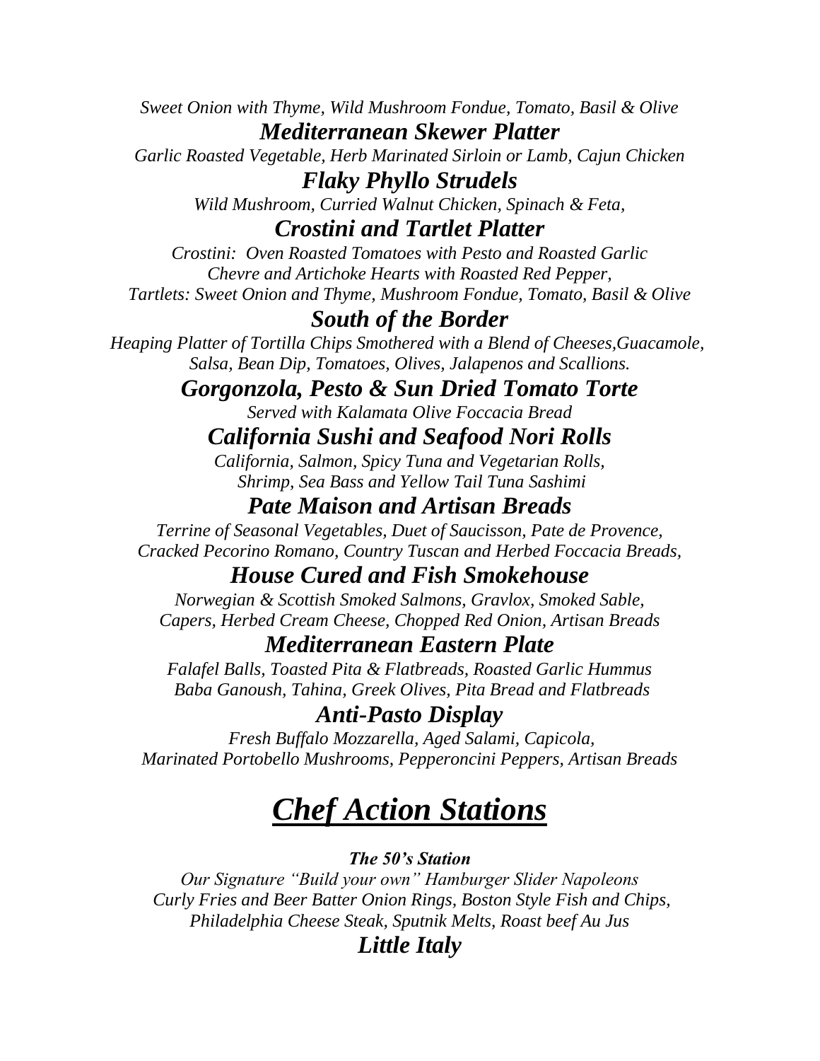*Sweet Onion with Thyme, Wild Mushroom Fondue, Tomato, Basil & Olive*

### *Mediterranean Skewer Platter*

*Garlic Roasted Vegetable, Herb Marinated Sirloin or Lamb, Cajun Chicken*

### *Flaky Phyllo Strudels*

*Wild Mushroom, Curried Walnut Chicken, Spinach & Feta,*

### *Crostini and Tartlet Platter*

*Crostini: Oven Roasted Tomatoes with Pesto and Roasted Garlic*
*Chevre and Artichoke Hearts with Roasted Red Pepper,*
*Tartlets: Sweet Onion and Thyme, Mushroom Fondue, Tomato, Basil & Olive*

### *South of the Border*

*Heaping Platter of Tortilla Chips Smothered with a Blend of Cheeses,Guacamole, Salsa, Bean Dip, Tomatoes, Olives, Jalapenos and Scallions.*

### *Gorgonzola, Pesto & Sun Dried Tomato Torte*

*Served with Kalamata Olive Foccacia Bread*

### *California Sushi and Seafood Nori Rolls*

*California, Salmon, Spicy Tuna and Vegetarian Rolls,*
*Shrimp, Sea Bass and Yellow Tail Tuna Sashimi*

### *Pate Maison and Artisan Breads*

*Terrine of Seasonal Vegetables, Duet of Saucisson, Pate de Provence,*
*Cracked Pecorino Romano, Country Tuscan and Herbed Foccacia Breads,*

### *House Cured and Fish Smokehouse*

*Norwegian & Scottish Smoked Salmons, Gravlox, Smoked Sable,*
*Capers, Herbed Cream Cheese, Chopped Red Onion, Artisan Breads*

### *Mediterranean Eastern Plate*

*Falafel Balls, Toasted Pita & Flatbreads, Roasted Garlic Hummus*
*Baba Ganoush, Tahina, Greek Olives, Pita Bread and Flatbreads*

### *Anti-Pasto Display*

*Fresh Buffalo Mozzarella, Aged Salami, Capicola,*
*Marinated Portobello Mushrooms, Pepperoncini Peppers, Artisan Breads*

## ***Chef Action Stations***

***The 50's Station***

*Our Signature "Build your own" Hamburger Slider Napoleons*
*Curly Fries and Beer Batter Onion Rings, Boston Style Fish and Chips,*
*Philadelphia Cheese Steak, Sputnik Melts, Roast beef Au Jus*

### *Little Italy*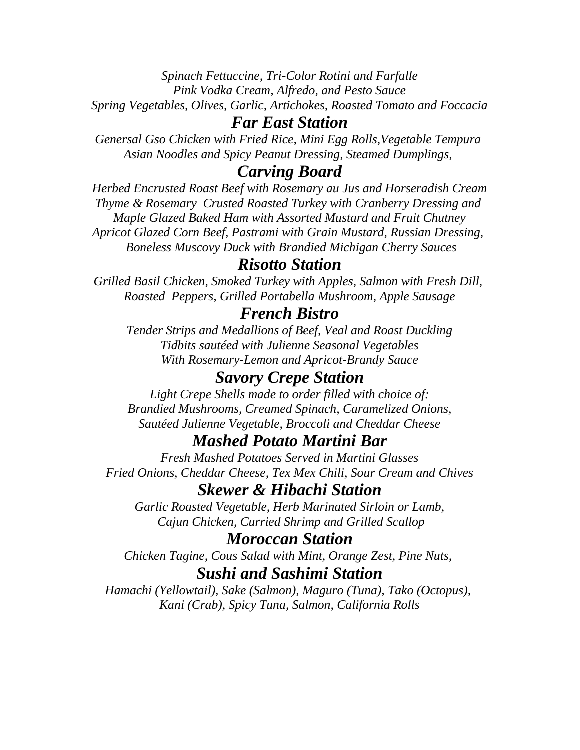*Spinach Fettuccine, Tri-Color Rotini and Farfalle*
*Pink Vodka Cream, Alfredo, and Pesto Sauce*
*Spring Vegetables, Olives, Garlic, Artichokes, Roasted Tomato and Foccacia*

## *Far East Station*

*Genersal Gso Chicken with Fried Rice, Mini Egg Rolls,Vegetable Tempura*
*Asian Noodles and Spicy Peanut Dressing, Steamed Dumplings,*

## *Carving Board*

*Herbed Encrusted Roast Beef with Rosemary au Jus and Horseradish Cream*
*Thyme & Rosemary Crusted Roasted Turkey with Cranberry Dressing and*
*Maple Glazed Baked Ham with Assorted Mustard and Fruit Chutney*
*Apricot Glazed Corn Beef, Pastrami with Grain Mustard, Russian Dressing,*
*Boneless Muscovy Duck with Brandied Michigan Cherry Sauces*

## *Risotto Station*

*Grilled Basil Chicken, Smoked Turkey with Apples, Salmon with Fresh Dill,*
*Roasted Peppers, Grilled Portabella Mushroom, Apple Sausage*

## *French Bistro*

*Tender Strips and Medallions of Beef, Veal and Roast Duckling*
*Tidbits sautéed with Julienne Seasonal Vegetables*
*With Rosemary-Lemon and Apricot-Brandy Sauce*

## *Savory Crepe Station*

*Light Crepe Shells made to order filled with choice of:*
*Brandied Mushrooms, Creamed Spinach, Caramelized Onions,*
*Sautéed Julienne Vegetable, Broccoli and Cheddar Cheese*

## *Mashed Potato Martini Bar*

*Fresh Mashed Potatoes Served in Martini Glasses*
*Fried Onions, Cheddar Cheese, Tex Mex Chili, Sour Cream and Chives*

## *Skewer & Hibachi Station*

*Garlic Roasted Vegetable, Herb Marinated Sirloin or Lamb,*
*Cajun Chicken, Curried Shrimp and Grilled Scallop*

## *Moroccan Station*

*Chicken Tagine, Cous Salad with Mint, Orange Zest, Pine Nuts,*

## *Sushi and Sashimi Station*

*Hamachi (Yellowtail), Sake (Salmon), Maguro (Tuna), Tako (Octopus),*
*Kani (Crab), Spicy Tuna, Salmon, California Rolls*